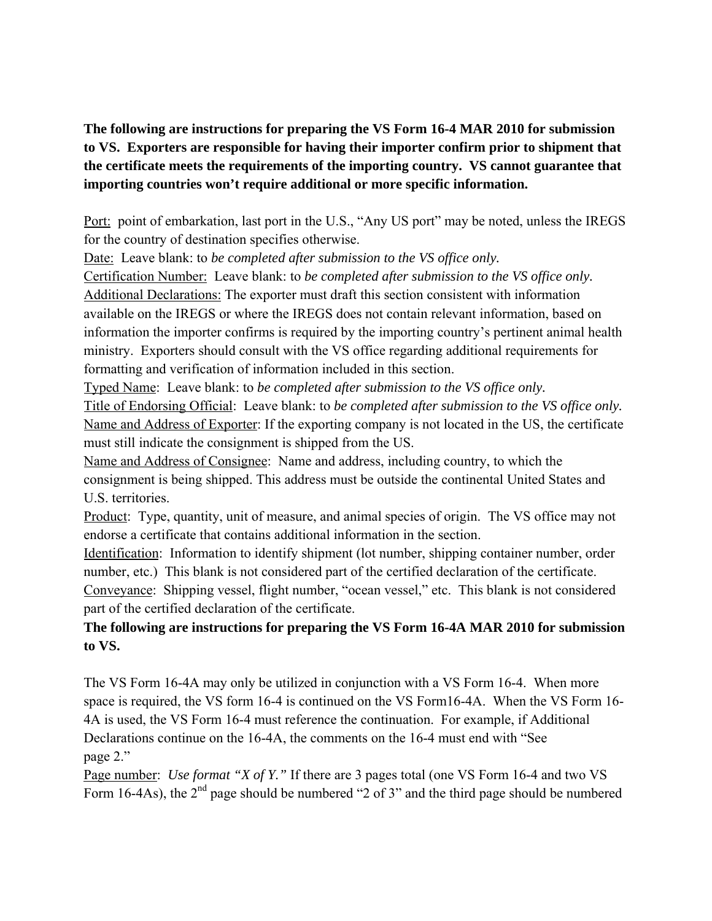**The following are instructions for preparing the VS Form 16-4 MAR 2010 for submission to VS. Exporters are responsible for having their importer confirm prior to shipment that the certificate meets the requirements of the importing country. VS cannot guarantee that importing countries won't require additional or more specific information.**

Port: point of embarkation, last port in the U.S., "Any US port" may be noted, unless the IREGS for the country of destination specifies otherwise.

Date: Leave blank: to *be completed after submission to the VS office only.*

Certification Number: Leave blank: to *be completed after submission to the VS office only.*

Additional Declarations: The exporter must draft this section consistent with information available on the IREGS or where the IREGS does not contain relevant information, based on information the importer confirms is required by the importing country's pertinent animal health ministry. Exporters should consult with the VS office regarding additional requirements for formatting and verification of information included in this section.

Typed Name: Leave blank: to *be completed after submission to the VS office only.*

Title of Endorsing Official: Leave blank: to *be completed after submission to the VS office only.*

Name and Address of Exporter: If the exporting company is not located in the US, the certificate must still indicate the consignment is shipped from the US.

Name and Address of Consignee: Name and address, including country, to which the consignment is being shipped. This address must be outside the continental United States and U.S. territories.

Product: Type, quantity, unit of measure, and animal species of origin. The VS office may not endorse a certificate that contains additional information in the section.

Identification: Information to identify shipment (lot number, shipping container number, order number, etc.) This blank is not considered part of the certified declaration of the certificate.

Conveyance: Shipping vessel, flight number, "ocean vessel," etc. This blank is not considered part of the certified declaration of the certificate.

**The following are instructions for preparing the VS Form 16-4A MAR 2010 for submission to VS.**

The VS Form 16-4A may only be utilized in conjunction with a VS Form 16-4. When more space is required, the VS form 16-4 is continued on the VS Form16-4A. When the VS Form 16-4A is used, the VS Form 16-4 must reference the continuation. For example, if Additional Declarations continue on the 16-4A, the comments on the 16-4 must end with "See page 2."

Page number: *Use format "X of Y."* If there are 3 pages total (one VS Form 16-4 and two VS Form 16-4As), the 2nd page should be numbered "2 of 3" and the third page should be numbered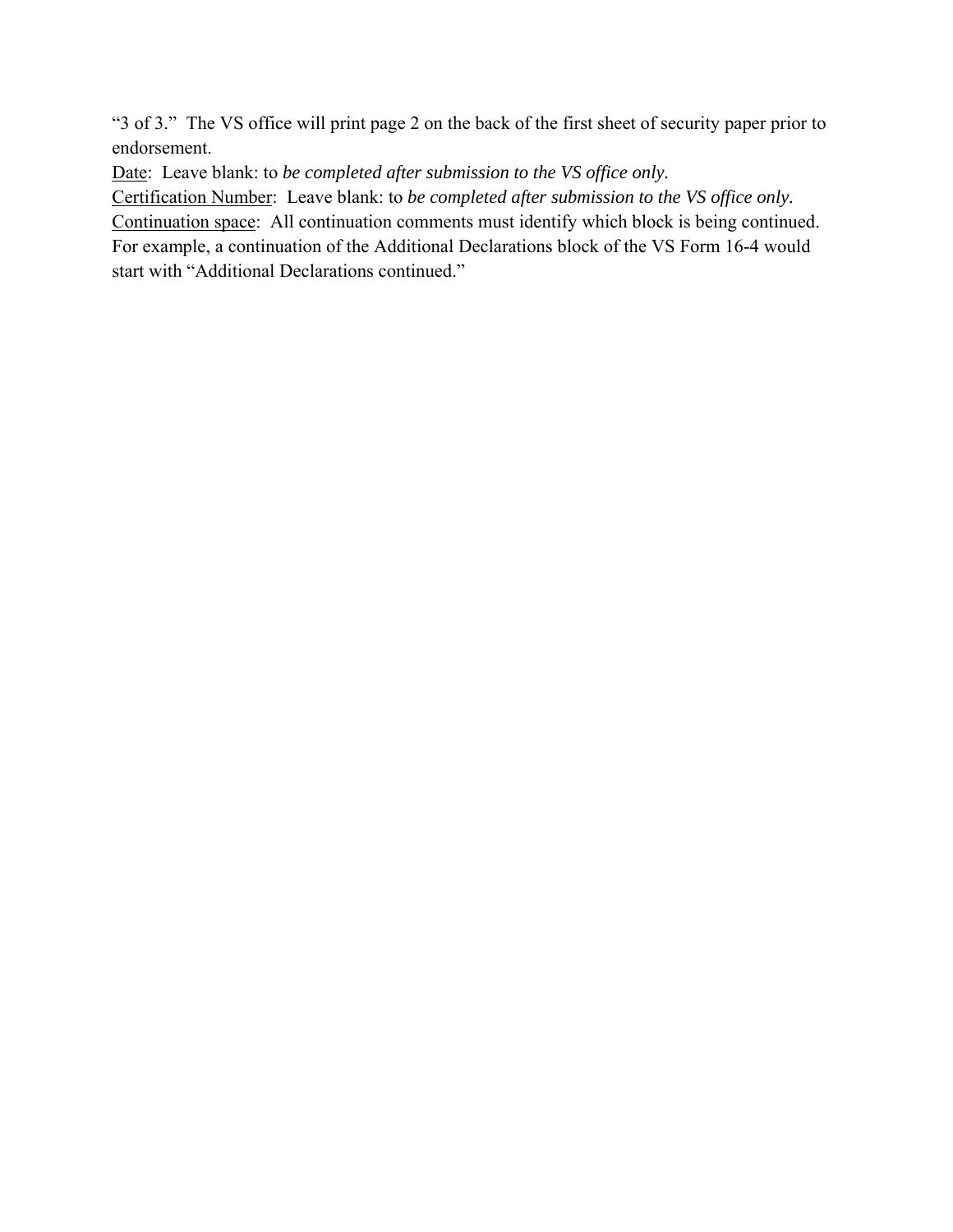"3 of 3." The VS office will print page 2 on the back of the first sheet of security paper prior to endorsement.

<u>Date</u>: Leave blank: to *be completed after submission to the VS office only*.

<u>Certification Number</u>: Leave blank: to *be completed after submission to the VS office only*.

<u>Continuation space</u>: All continuation comments must identify which block is being continued. For example, a continuation of the Additional Declarations block of the VS Form 16-4 would start with "Additional Declarations continued."